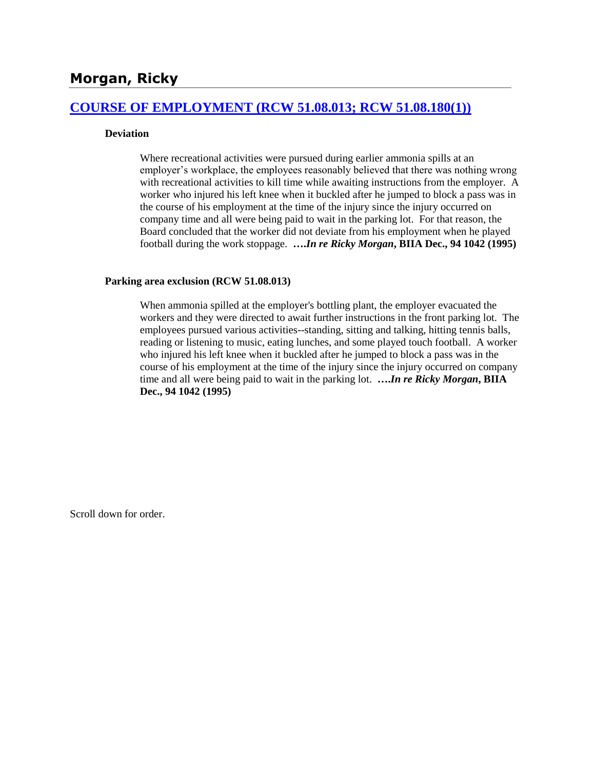## Morgan, Ricky

### [COURSE OF EMPLOYMENT (RCW 51.08.013; RCW 51.08.180(1))]()

**Deviation**

Where recreational activities were pursued during earlier ammonia spills at an employer's workplace, the employees reasonably believed that there was nothing wrong with recreational activities to kill time while awaiting instructions from the employer. A worker who injured his left knee when it buckled after he jumped to block a pass was in the course of his employment at the time of the injury since the injury occurred on company time and all were being paid to wait in the parking lot. For that reason, the Board concluded that the worker did not deviate from his employment when he played football during the work stoppage. **….*In re Ricky Morgan*, BIIA Dec., 94 1042 (1995)**

**Parking area exclusion (RCW 51.08.013)**

When ammonia spilled at the employer's bottling plant, the employer evacuated the workers and they were directed to await further instructions in the front parking lot. The employees pursued various activities--standing, sitting and talking, hitting tennis balls, reading or listening to music, eating lunches, and some played touch football. A worker who injured his left knee when it buckled after he jumped to block a pass was in the course of his employment at the time of the injury since the injury occurred on company time and all were being paid to wait in the parking lot. **….*In re Ricky Morgan*, BIIA Dec., 94 1042 (1995)**

Scroll down for order.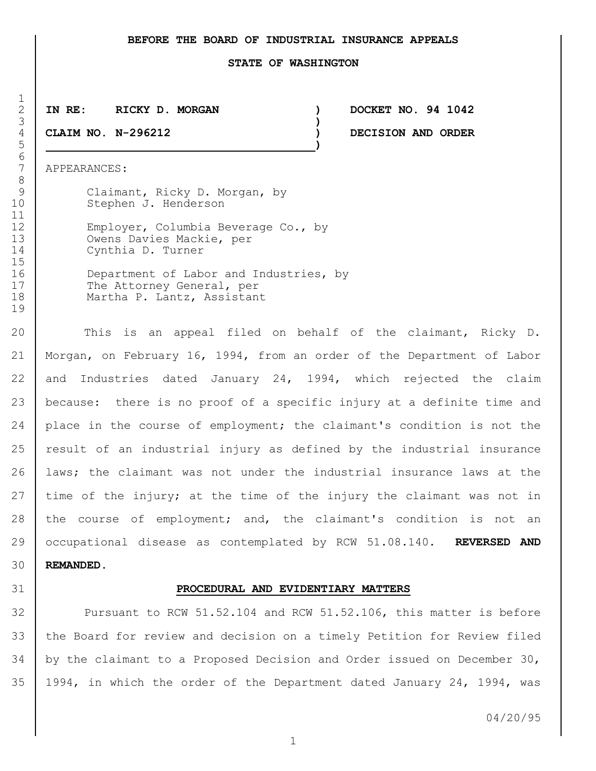**BEFORE THE BOARD OF INDUSTRIAL INSURANCE APPEALS**

**STATE OF WASHINGTON**

| | | |
|---|---|---|
| **IN RE: RICKY D. MORGAN** | ) | **DOCKET NO. 94 1042** |
| | ) | |
| **CLAIM NO. N-296212** | ) | **DECISION AND ORDER** |

APPEARANCES:

Claimant, Ricky D. Morgan, by
Stephen J. Henderson

Employer, Columbia Beverage Co., by
Owens Davies Mackie, per
Cynthia D. Turner

Department of Labor and Industries, by
The Attorney General, per
Martha P. Lantz, Assistant

This is an appeal filed on behalf of the claimant, Ricky D. Morgan, on February 16, 1994, from an order of the Department of Labor and Industries dated January 24, 1994, which rejected the claim because: there is no proof of a specific injury at a definite time and place in the course of employment; the claimant's condition is not the result of an industrial injury as defined by the industrial insurance laws; the claimant was not under the industrial insurance laws at the time of the injury; at the time of the injury the claimant was not in the course of employment; and, the claimant's condition is not an occupational disease as contemplated by RCW 51.08.140. **REVERSED AND REMANDED.**

**PROCEDURAL AND EVIDENTIARY MATTERS**

Pursuant to RCW 51.52.104 and RCW 51.52.106, this matter is before the Board for review and decision on a timely Petition for Review filed by the claimant to a Proposed Decision and Order issued on December 30, 1994, in which the order of the Department dated January 24, 1994, was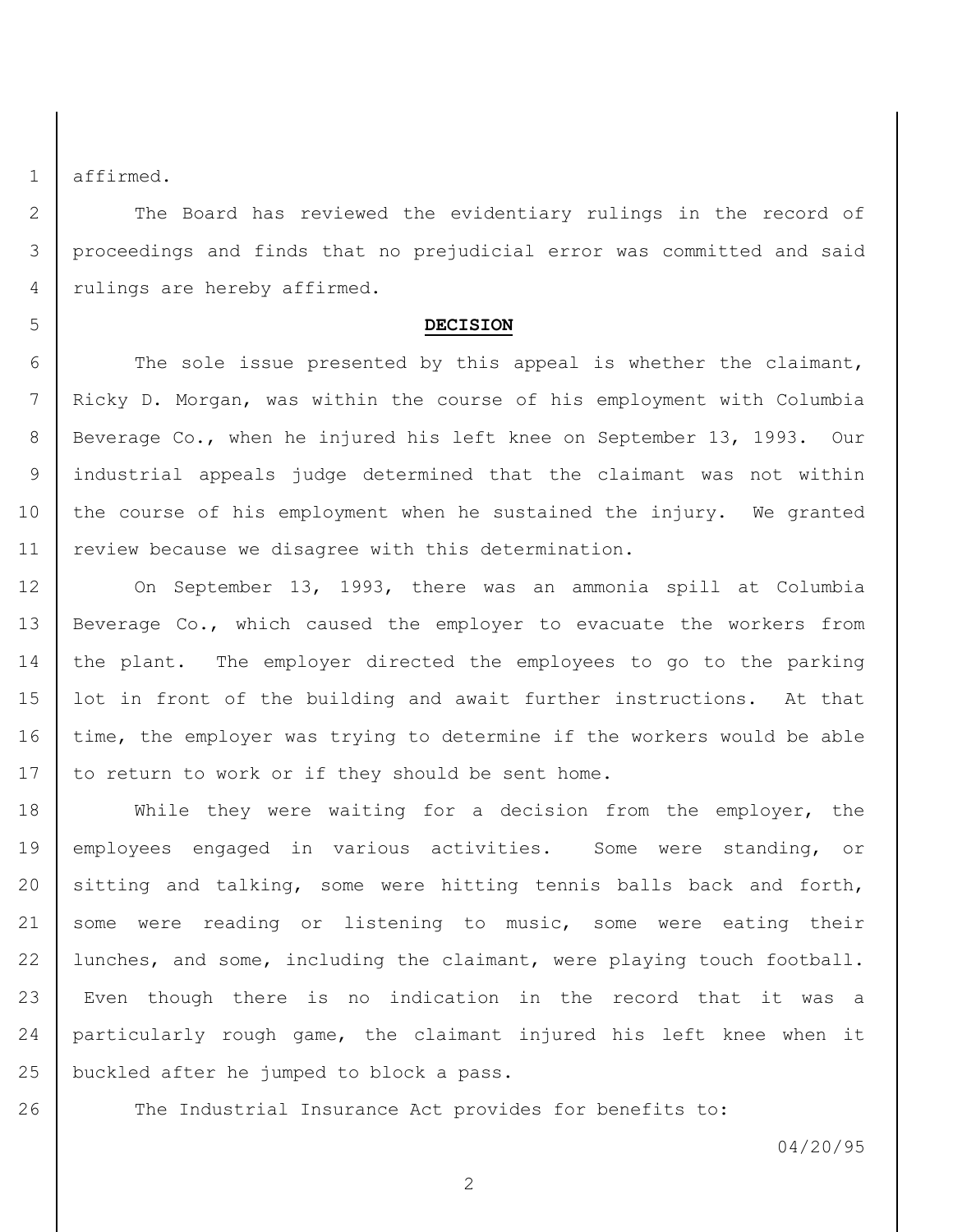affirmed.

The Board has reviewed the evidentiary rulings in the record of proceedings and finds that no prejudicial error was committed and said rulings are hereby affirmed.

## DECISION

The sole issue presented by this appeal is whether the claimant, Ricky D. Morgan, was within the course of his employment with Columbia Beverage Co., when he injured his left knee on September 13, 1993. Our industrial appeals judge determined that the claimant was not within the course of his employment when he sustained the injury. We granted review because we disagree with this determination.

On September 13, 1993, there was an ammonia spill at Columbia Beverage Co., which caused the employer to evacuate the workers from the plant. The employer directed the employees to go to the parking lot in front of the building and await further instructions. At that time, the employer was trying to determine if the workers would be able to return to work or if they should be sent home.

While they were waiting for a decision from the employer, the employees engaged in various activities. Some were standing, or sitting and talking, some were hitting tennis balls back and forth, some were reading or listening to music, some were eating their lunches, and some, including the claimant, were playing touch football. Even though there is no indication in the record that it was a particularly rough game, the claimant injured his left knee when it buckled after he jumped to block a pass.

The Industrial Insurance Act provides for benefits to:

04/20/95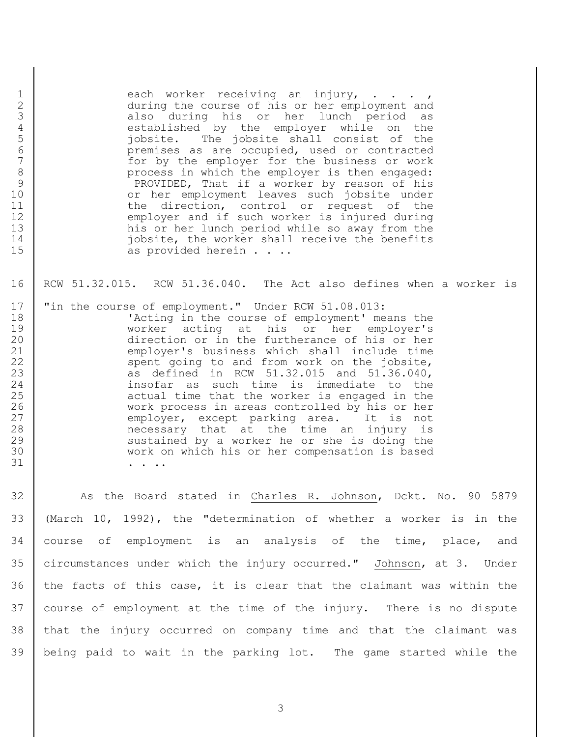> each worker receiving an injury, . . . , during the course of his or her employment and also during his or her lunch period as established by the employer while on the jobsite. The jobsite shall consist of the premises as are occupied, used or contracted for by the employer for the business or work process in which the employer is then engaged: PROVIDED, That if a worker by reason of his or her employment leaves such jobsite under the direction, control or request of the employer and if such worker is injured during his or her lunch period while so away from the jobsite, the worker shall receive the benefits as provided herein . . ..

RCW 51.32.015. RCW 51.36.040. The Act also defines when a worker is "in the course of employment." Under RCW 51.08.013:

> 'Acting in the course of employment' means the worker acting at his or her employer's direction or in the furtherance of his or her employer's business which shall include time spent going to and from work on the jobsite, as defined in RCW 51.32.015 and 51.36.040, insofar as such time is immediate to the actual time that the worker is engaged in the work process in areas controlled by his or her employer, except parking area. It is not necessary that at the time an injury is sustained by a worker he or she is doing the work on which his or her compensation is based . . ..

As the Board stated in Charles R. Johnson, Dckt. No. 90 5879 (March 10, 1992), the "determination of whether a worker is in the course of employment is an analysis of the time, place, and circumstances under which the injury occurred." Johnson, at 3. Under the facts of this case, it is clear that the claimant was within the course of employment at the time of the injury. There is no dispute that the injury occurred on company time and that the claimant was being paid to wait in the parking lot. The game started while the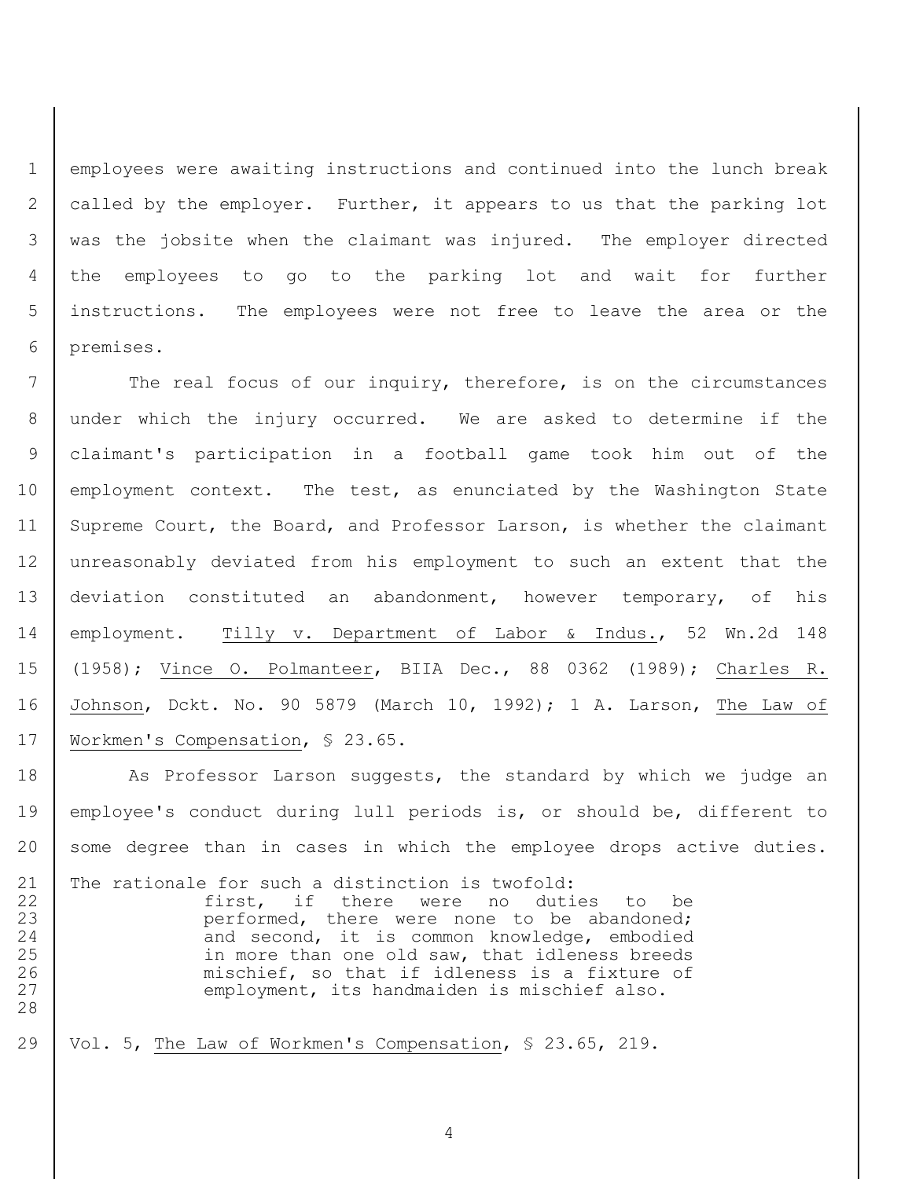employees were awaiting instructions and continued into the lunch break called by the employer. Further, it appears to us that the parking lot was the jobsite when the claimant was injured. The employer directed the employees to go to the parking lot and wait for further instructions. The employees were not free to leave the area or the premises.

The real focus of our inquiry, therefore, is on the circumstances under which the injury occurred. We are asked to determine if the claimant's participation in a football game took him out of the employment context. The test, as enunciated by the Washington State Supreme Court, the Board, and Professor Larson, is whether the claimant unreasonably deviated from his employment to such an extent that the deviation constituted an abandonment, however temporary, of his employment. Tilly v. Department of Labor & Indus., 52 Wn.2d 148 (1958); Vince O. Polmanteer, BIIA Dec., 88 0362 (1989); Charles R. Johnson, Dckt. No. 90 5879 (March 10, 1992); 1 A. Larson, The Law of Workmen's Compensation, § 23.65.

As Professor Larson suggests, the standard by which we judge an employee's conduct during lull periods is, or should be, different to some degree than in cases in which the employee drops active duties. The rationale for such a distinction is twofold:

> first, if there were no duties to be performed, there were none to be abandoned; and second, it is common knowledge, embodied in more than one old saw, that idleness breeds mischief, so that if idleness is a fixture of employment, its handmaiden is mischief also.

Vol. 5, The Law of Workmen's Compensation, § 23.65, 219.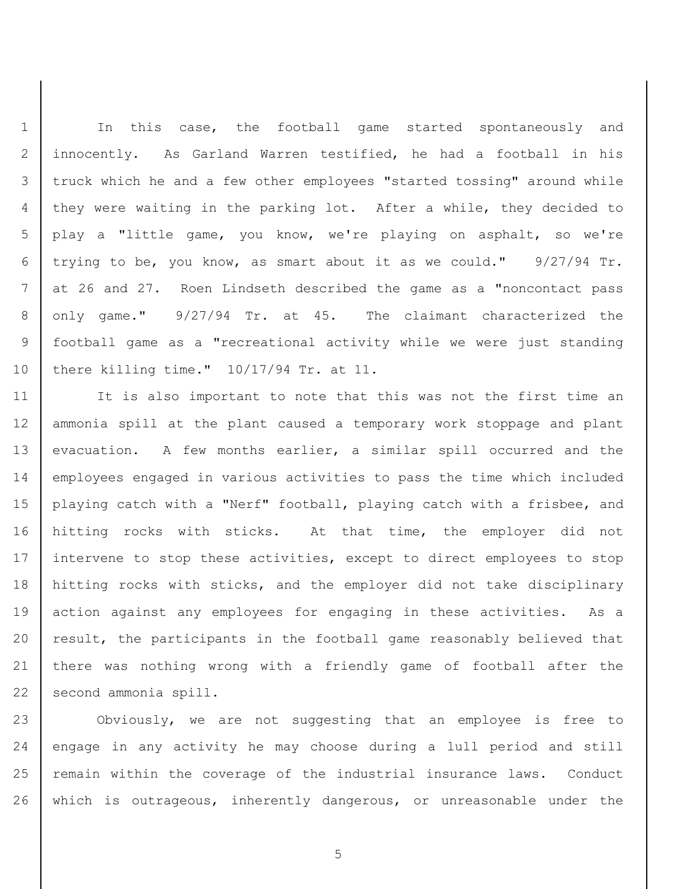In this case, the football game started spontaneously and innocently. As Garland Warren testified, he had a football in his truck which he and a few other employees "started tossing" around while they were waiting in the parking lot. After a while, they decided to play a "little game, you know, we're playing on asphalt, so we're trying to be, you know, as smart about it as we could." 9/27/94 Tr. at 26 and 27. Roen Lindseth described the game as a "noncontact pass only game." 9/27/94 Tr. at 45. The claimant characterized the football game as a "recreational activity while we were just standing there killing time." 10/17/94 Tr. at 11.

It is also important to note that this was not the first time an ammonia spill at the plant caused a temporary work stoppage and plant evacuation. A few months earlier, a similar spill occurred and the employees engaged in various activities to pass the time which included playing catch with a "Nerf" football, playing catch with a frisbee, and hitting rocks with sticks. At that time, the employer did not intervene to stop these activities, except to direct employees to stop hitting rocks with sticks, and the employer did not take disciplinary action against any employees for engaging in these activities. As a result, the participants in the football game reasonably believed that there was nothing wrong with a friendly game of football after the second ammonia spill.

Obviously, we are not suggesting that an employee is free to engage in any activity he may choose during a lull period and still remain within the coverage of the industrial insurance laws. Conduct which is outrageous, inherently dangerous, or unreasonable under the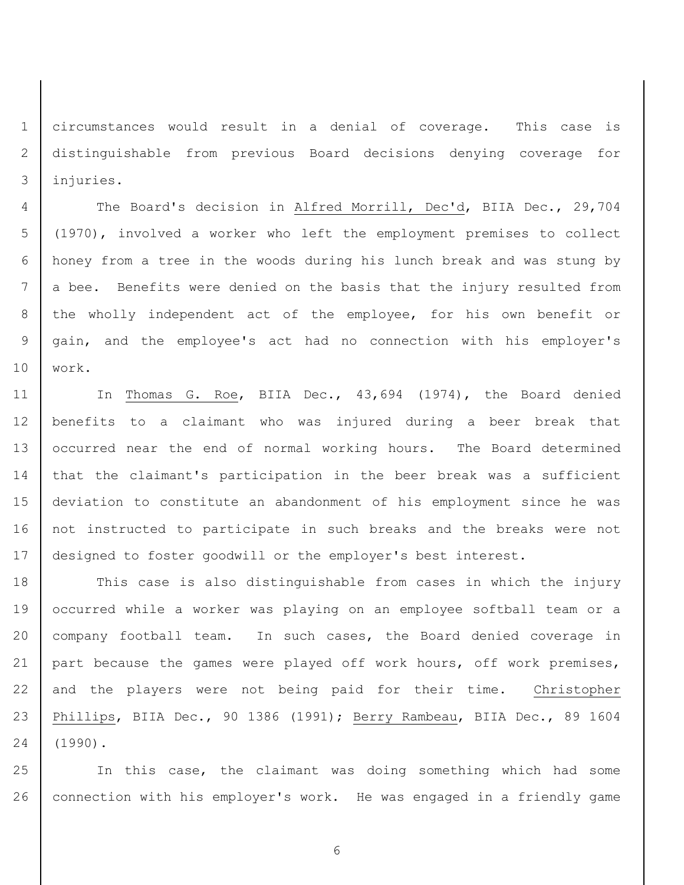circumstances would result in a denial of coverage. This case is distinguishable from previous Board decisions denying coverage for injuries.

The Board's decision in Alfred Morrill, Dec'd, BIIA Dec., 29,704 (1970), involved a worker who left the employment premises to collect honey from a tree in the woods during his lunch break and was stung by a bee. Benefits were denied on the basis that the injury resulted from the wholly independent act of the employee, for his own benefit or gain, and the employee's act had no connection with his employer's work.

In Thomas G. Roe, BIIA Dec., 43,694 (1974), the Board denied benefits to a claimant who was injured during a beer break that occurred near the end of normal working hours. The Board determined that the claimant's participation in the beer break was a sufficient deviation to constitute an abandonment of his employment since he was not instructed to participate in such breaks and the breaks were not designed to foster goodwill or the employer's best interest.

This case is also distinguishable from cases in which the injury occurred while a worker was playing on an employee softball team or a company football team. In such cases, the Board denied coverage in part because the games were played off work hours, off work premises, and the players were not being paid for their time. Christopher Phillips, BIIA Dec., 90 1386 (1991); Berry Rambeau, BIIA Dec., 89 1604 (1990).

In this case, the claimant was doing something which had some connection with his employer's work. He was engaged in a friendly game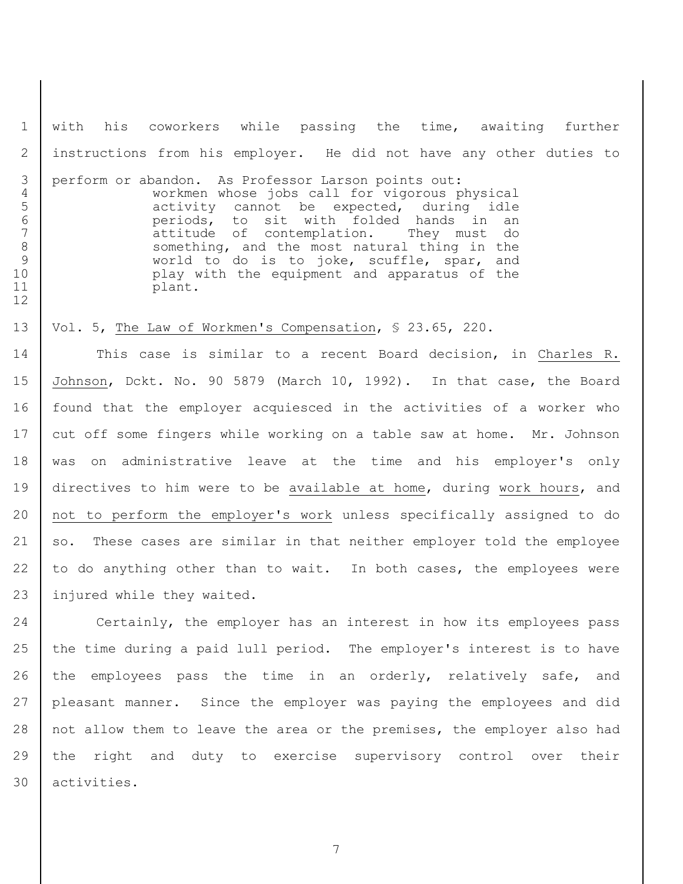with his coworkers while passing the time, awaiting further instructions from his employer. He did not have any other duties to perform or abandon. As Professor Larson points out:

> workmen whose jobs call for vigorous physical activity cannot be expected, during idle periods, to sit with folded hands in an attitude of contemplation. They must do something, and the most natural thing in the world to do is to joke, scuffle, spar, and play with the equipment and apparatus of the plant.

Vol. 5, The Law of Workmen's Compensation, § 23.65, 220.

This case is similar to a recent Board decision, in Charles R. Johnson, Dckt. No. 90 5879 (March 10, 1992). In that case, the Board found that the employer acquiesced in the activities of a worker who cut off some fingers while working on a table saw at home. Mr. Johnson was on administrative leave at the time and his employer's only directives to him were to be available at home, during work hours, and not to perform the employer's work unless specifically assigned to do so. These cases are similar in that neither employer told the employee to do anything other than to wait. In both cases, the employees were injured while they waited.

Certainly, the employer has an interest in how its employees pass the time during a paid lull period. The employer's interest is to have the employees pass the time in an orderly, relatively safe, and pleasant manner. Since the employer was paying the employees and did not allow them to leave the area or the premises, the employer also had the right and duty to exercise supervisory control over their activities.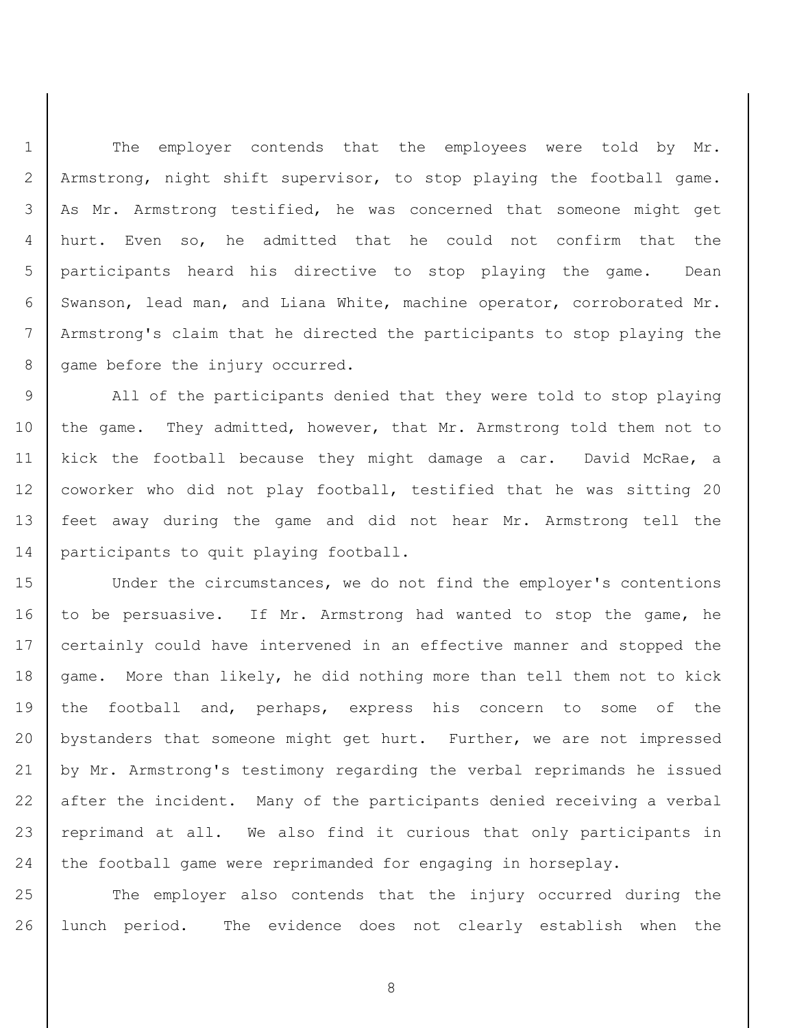The employer contends that the employees were told by Mr. Armstrong, night shift supervisor, to stop playing the football game. As Mr. Armstrong testified, he was concerned that someone might get hurt. Even so, he admitted that he could not confirm that the participants heard his directive to stop playing the game. Dean Swanson, lead man, and Liana White, machine operator, corroborated Mr. Armstrong's claim that he directed the participants to stop playing the game before the injury occurred.

All of the participants denied that they were told to stop playing the game. They admitted, however, that Mr. Armstrong told them not to kick the football because they might damage a car. David McRae, a coworker who did not play football, testified that he was sitting 20 feet away during the game and did not hear Mr. Armstrong tell the participants to quit playing football.

Under the circumstances, we do not find the employer's contentions to be persuasive. If Mr. Armstrong had wanted to stop the game, he certainly could have intervened in an effective manner and stopped the game. More than likely, he did nothing more than tell them not to kick the football and, perhaps, express his concern to some of the bystanders that someone might get hurt. Further, we are not impressed by Mr. Armstrong's testimony regarding the verbal reprimands he issued after the incident. Many of the participants denied receiving a verbal reprimand at all. We also find it curious that only participants in the football game were reprimanded for engaging in horseplay.

The employer also contends that the injury occurred during the lunch period. The evidence does not clearly establish when the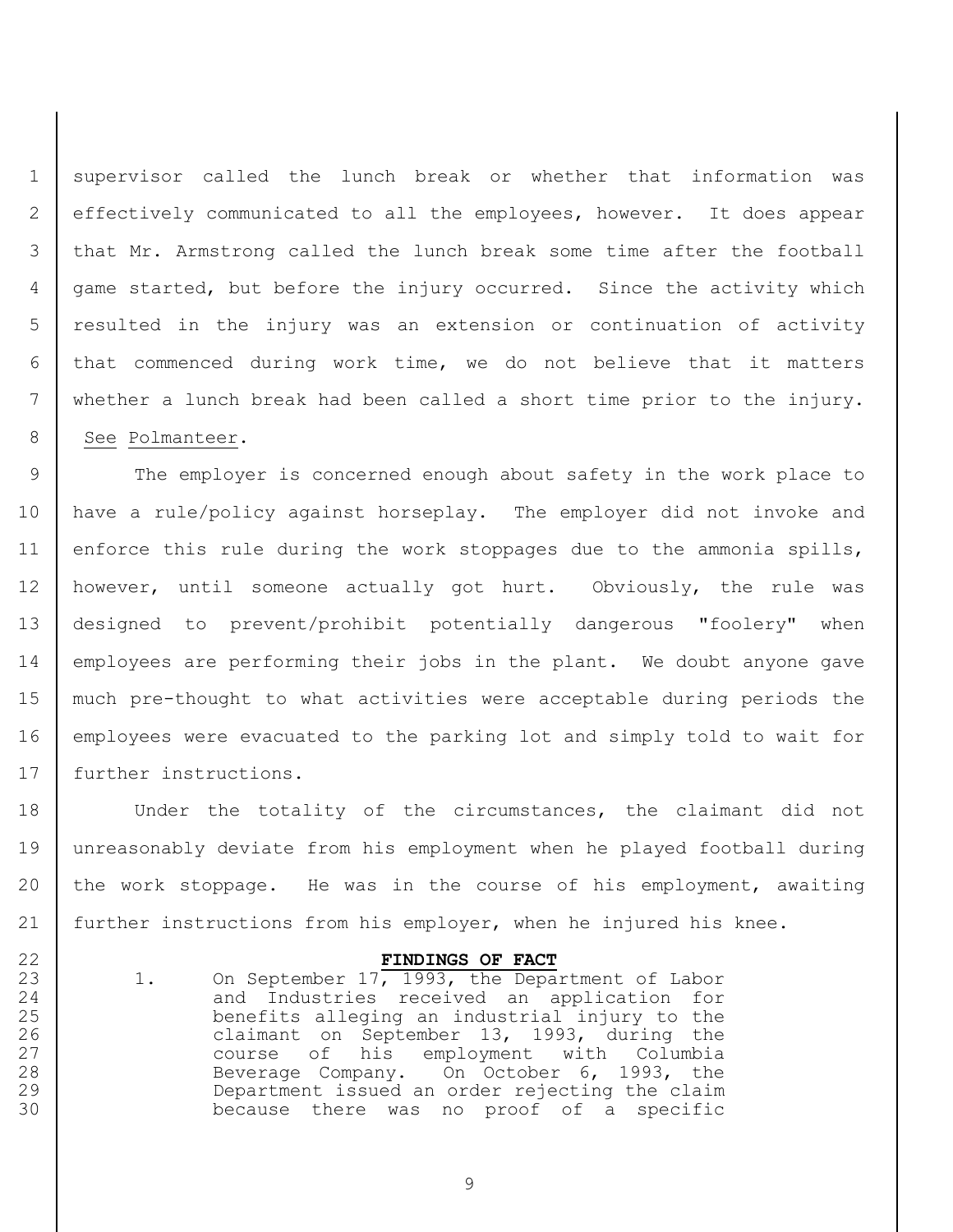supervisor called the lunch break or whether that information was effectively communicated to all the employees, however. It does appear that Mr. Armstrong called the lunch break some time after the football game started, but before the injury occurred. Since the activity which resulted in the injury was an extension or continuation of activity that commenced during work time, we do not believe that it matters whether a lunch break had been called a short time prior to the injury. See Polmanteer.

The employer is concerned enough about safety in the work place to have a rule/policy against horseplay. The employer did not invoke and enforce this rule during the work stoppages due to the ammonia spills, however, until someone actually got hurt. Obviously, the rule was designed to prevent/prohibit potentially dangerous "foolery" when employees are performing their jobs in the plant. We doubt anyone gave much pre-thought to what activities were acceptable during periods the employees were evacuated to the parking lot and simply told to wait for further instructions.

Under the totality of the circumstances, the claimant did not unreasonably deviate from his employment when he played football during the work stoppage. He was in the course of his employment, awaiting further instructions from his employer, when he injured his knee.

## FINDINGS OF FACT

1. On September 17, 1993, the Department of Labor and Industries received an application for benefits alleging an industrial injury to the claimant on September 13, 1993, during the course of his employment with Columbia Beverage Company. On October 6, 1993, the Department issued an order rejecting the claim because there was no proof of a specific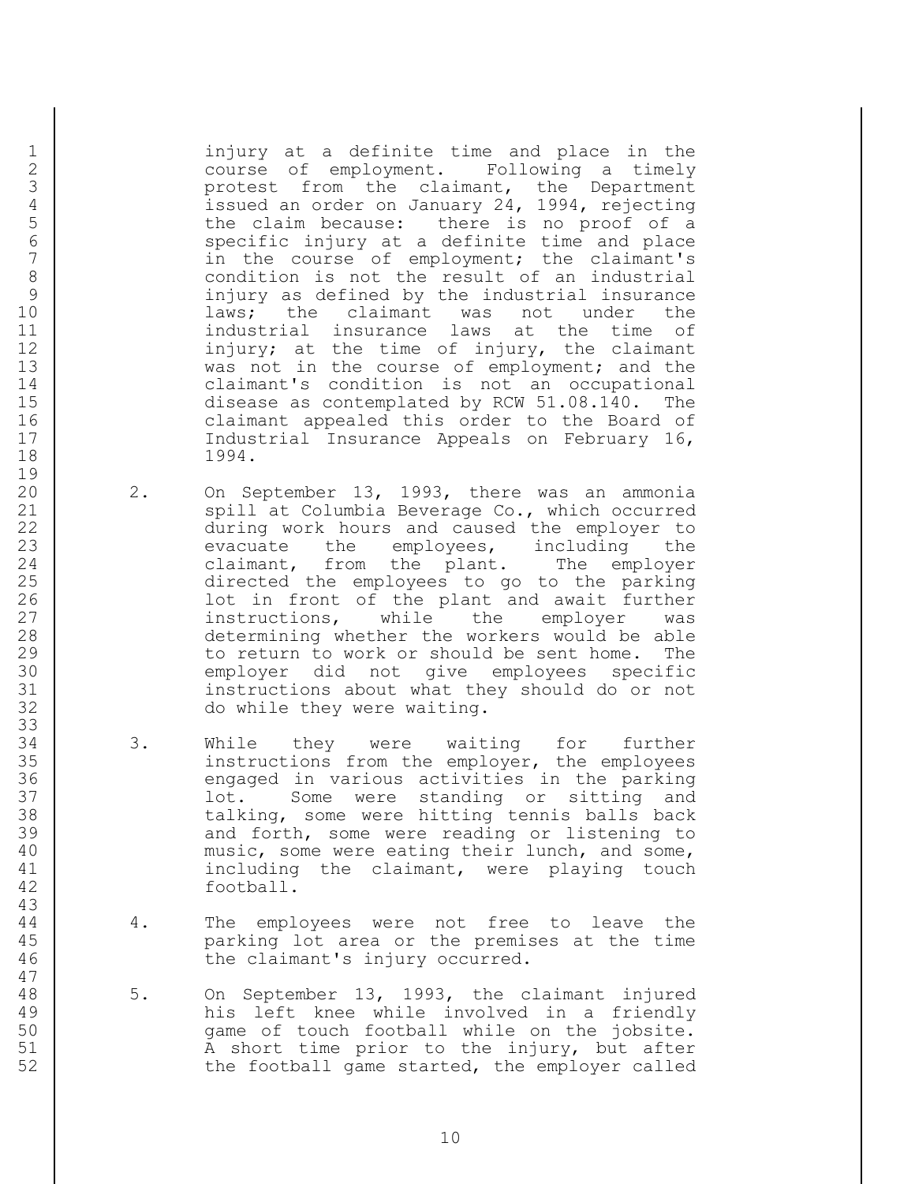injury at a definite time and place in the course of employment. Following a timely protest from the claimant, the Department issued an order on January 24, 1994, rejecting the claim because: there is no proof of a specific injury at a definite time and place in the course of employment; the claimant's condition is not the result of an industrial injury as defined by the industrial insurance laws; the claimant was not under the industrial insurance laws at the time of injury; at the time of injury, the claimant was not in the course of employment; and the claimant's condition is not an occupational disease as contemplated by RCW 51.08.140. The claimant appealed this order to the Board of Industrial Insurance Appeals on February 16, 1994.

2. On September 13, 1993, there was an ammonia spill at Columbia Beverage Co., which occurred during work hours and caused the employer to evacuate the employees, including the claimant, from the plant. The employer directed the employees to go to the parking lot in front of the plant and await further instructions, while the employer was determining whether the workers would be able to return to work or should be sent home. The employer did not give employees specific instructions about what they should do or not do while they were waiting.

3. While they were waiting for further instructions from the employer, the employees engaged in various activities in the parking lot. Some were standing or sitting and talking, some were hitting tennis balls back and forth, some were reading or listening to music, some were eating their lunch, and some, including the claimant, were playing touch football.

4. The employees were not free to leave the parking lot area or the premises at the time the claimant's injury occurred.

5. On September 13, 1993, the claimant injured his left knee while involved in a friendly game of touch football while on the jobsite. A short time prior to the injury, but after the football game started, the employer called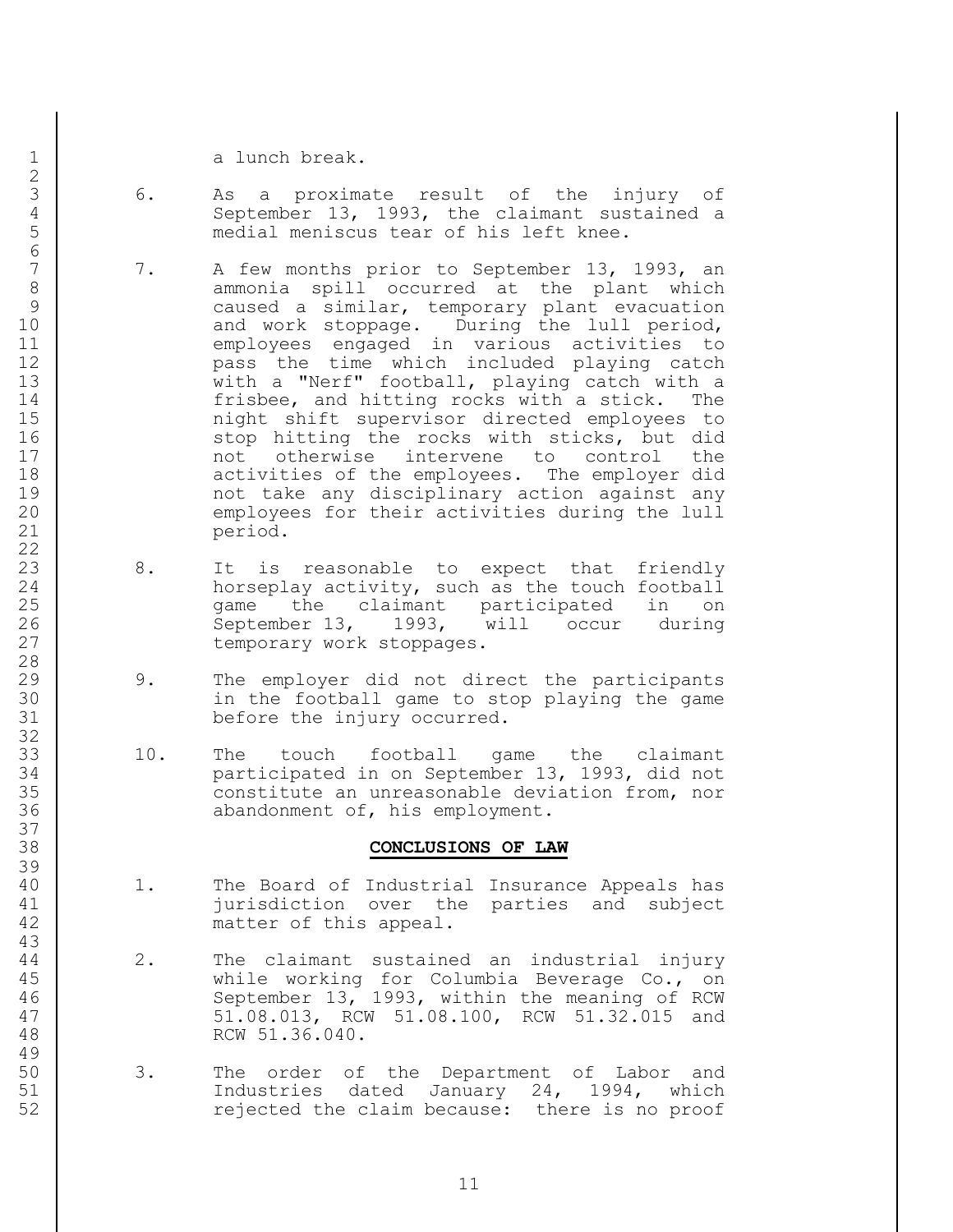a lunch break.

6. As a proximate result of the injury of September 13, 1993, the claimant sustained a medial meniscus tear of his left knee.

7. A few months prior to September 13, 1993, an ammonia spill occurred at the plant which caused a similar, temporary plant evacuation and work stoppage. During the lull period, employees engaged in various activities to pass the time which included playing catch with a "Nerf" football, playing catch with a frisbee, and hitting rocks with a stick. The night shift supervisor directed employees to stop hitting the rocks with sticks, but did not otherwise intervene to control the activities of the employees. The employer did not take any disciplinary action against any employees for their activities during the lull period.

8. It is reasonable to expect that friendly horseplay activity, such as the touch football game the claimant participated in on September 13, 1993, will occur during temporary work stoppages.

9. The employer did not direct the participants in the football game to stop playing the game before the injury occurred.

10. The touch football game the claimant participated in on September 13, 1993, did not constitute an unreasonable deviation from, nor abandonment of, his employment.

## CONCLUSIONS OF LAW

1. The Board of Industrial Insurance Appeals has jurisdiction over the parties and subject matter of this appeal.

2. The claimant sustained an industrial injury while working for Columbia Beverage Co., on September 13, 1993, within the meaning of RCW 51.08.013, RCW 51.08.100, RCW 51.32.015 and RCW 51.36.040.

3. The order of the Department of Labor and Industries dated January 24, 1994, which rejected the claim because: there is no proof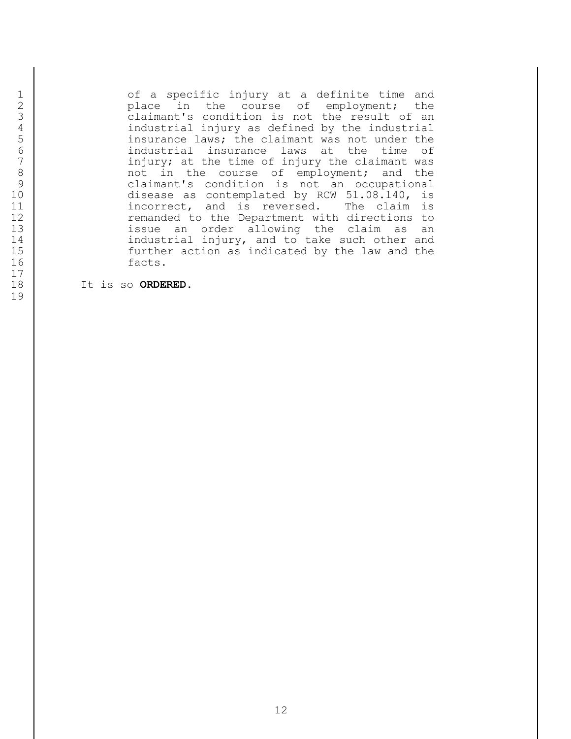of a specific injury at a definite time and place in the course of employment; the claimant's condition is not the result of an industrial injury as defined by the industrial insurance laws; the claimant was not under the industrial insurance laws at the time of injury; at the time of injury the claimant was not in the course of employment; and the claimant's condition is not an occupational disease as contemplated by RCW 51.08.140, is incorrect, and is reversed. The claim is remanded to the Department with directions to issue an order allowing the claim as an industrial injury, and to take such other and further action as indicated by the law and the facts.

It is so **ORDERED.**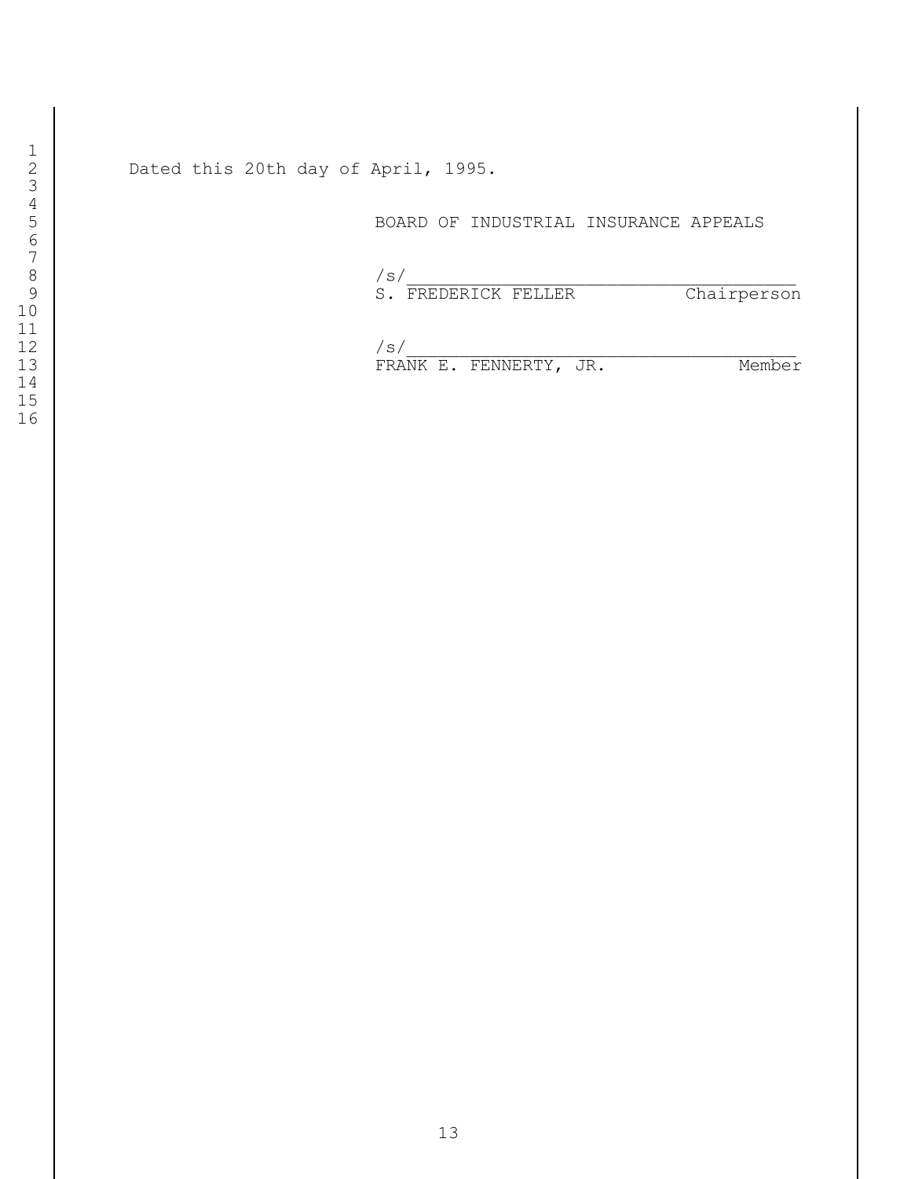Dated this 20th day of April, 1995.

BOARD OF INDUSTRIAL INSURANCE APPEALS

/s/______________________________________
S. FREDERICK FELLER Chairperson

/s/______________________________________
FRANK E. FENNERTY, JR. Member